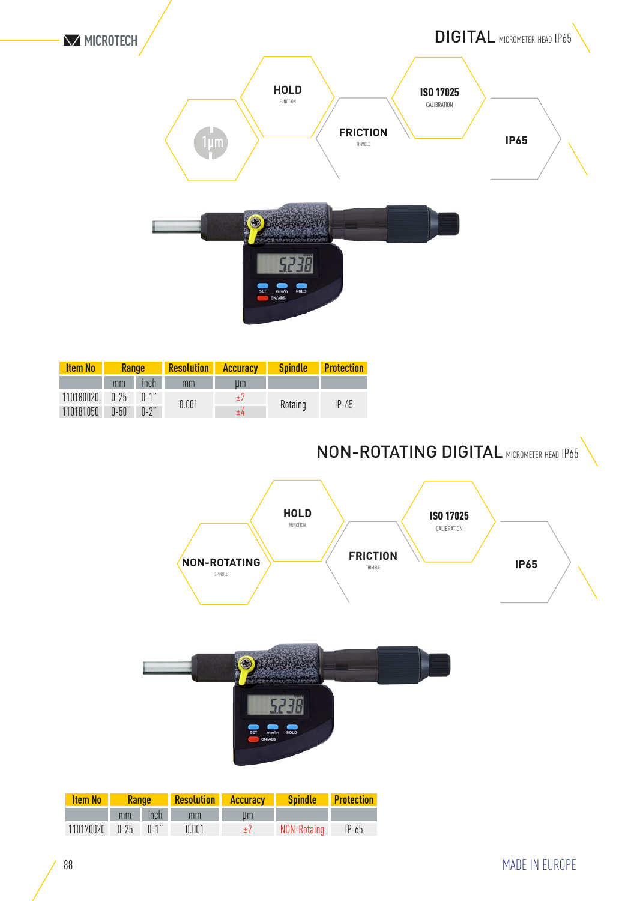MICROTECH

# DIGITAL MICROMETER HEAD IP65

1µm

HOLD FUNCTION

FRICTION THIMBLE

ISO 17025 CALIBRATION

IP65

| Item No | Range | | Resolution | Accuracy | Spindle | Protection |
|---|---|---|---|---|---|---|
| | mm | inch | mm | µm | | |
| 110180020 | 0-25 | 0-1" | 0.001 | ±2 | Rotaing | IP-65 |
| 110181050 | 0-50 | 0-2" | | ±4 | | |

# NON-ROTATING DIGITAL MICROMETER HEAD IP65

NON-ROTATING SPINDLE

HOLD FUNCTION

FRICTION THIMBLE

ISO 17025 CALIBRATION

IP65

| Item No | Range | | Resolution | Accuracy | Spindle | Protection |
|---|---|---|---|---|---|---|
| | mm | inch | mm | µm | | |
| 110170020 | 0-25 | 0-1" | 0.001 | ±2 | NON-Rotaing | IP-65 |

MADE IN EUROPE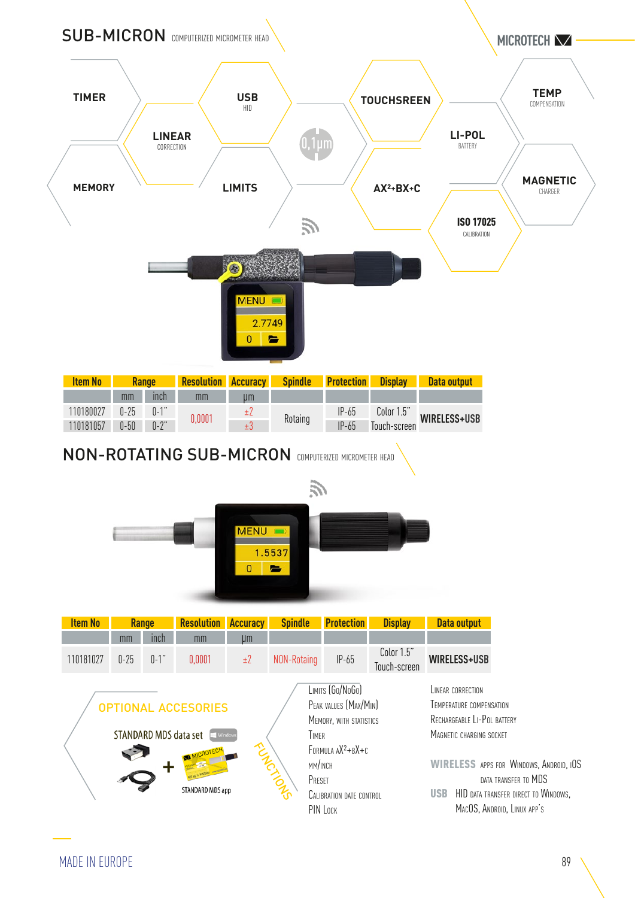# SUB-MICRON COMPUTERIZED MICROMETER HEAD

MICROTECH

TIMER
LINEAR CORRECTION
USB HID
MEMORY
LIMITS
0,1µm
TOUCHSCREEN
LI-POL BATTERY
AX²+BX+C
TEMP COMPENSATION
MAGNETIC CHARGER
ISO 17025 CALIBRATION

| Item No | Range | | Resolution | Accuracy | Spindle | Protection | Display | Data output |
|---|---|---|---|---|---|---|---|---|
| | mm | inch | mm | µm | | | | |
| 110180027 | 0-25 | 0-1" | 0,0001 | ±2 | Rotaing | IP-65 | Color 1.5" Touch-screen | WIRELESS+USB |
| 110181057 | 0-50 | 0-2" | 0,0001 | ±3 | Rotaing | IP-65 | Color 1.5" Touch-screen | WIRELESS+USB |

# NON-ROTATING SUB-MICRON COMPUTERIZED MICROMETER HEAD

| Item No | Range | | Resolution | Accuracy | Spindle | Protection | Display | Data output |
|---|---|---|---|---|---|---|---|---|
| | mm | inch | mm | µm | | | | |
| 110181027 | 0-25 | 0-1" | 0,0001 | ±2 | NON-Rotaing | IP-65 | Color 1.5" Touch-screen | WIRELESS+USB |

## OPTIONAL ACCESORIES

STANDARD MDS data set

STANDARD MDS app

## FUNCTIONS

- Limits (Go/NoGo)
- Peak values (Max/Min)
- Memory, with statistics
- Timer
- Formula aX²+bX+c
- mm/inch
- Preset
- Calibration date control
- PIN Lock
- Linear correction
- Temperature compensation
- Rechargeable Li-Pol battery
- Magnetic charging socket

**WIRELESS** apps for Windows, Android, iOS data transfer to MDS

**USB** HID data transfer direct to Windows, MacOS, Android, Linux app's

MADE IN EUROPE